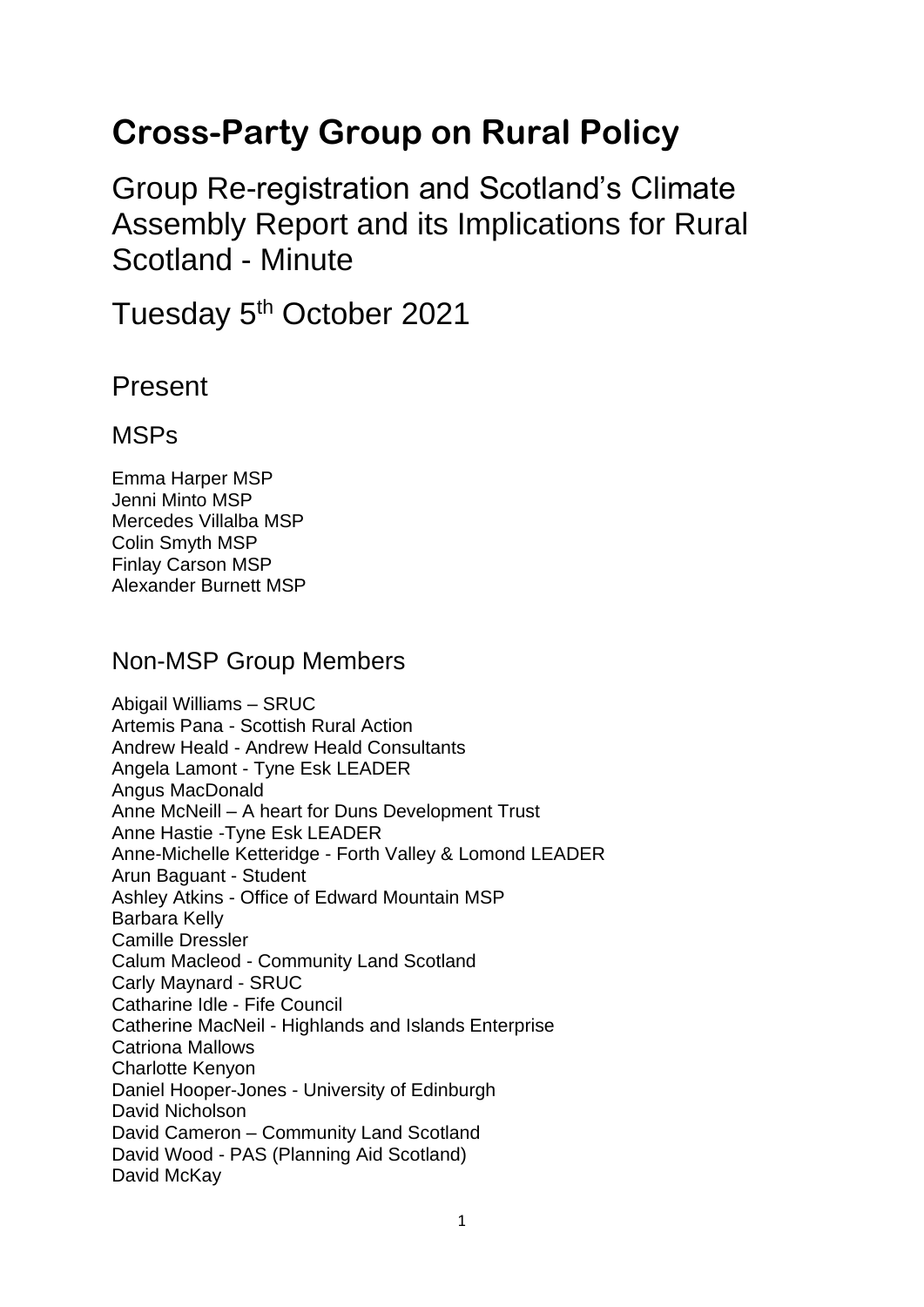# Cross-Party Group on Rural Policy

## Group Re-registration and Scotland's Climate Assembly Report and its Implications for Rural Scotland - Minute

## Tuesday 5th October 2021

## Present

### MSPs

Emma Harper MSP
Jenni Minto MSP
Mercedes Villalba MSP
Colin Smyth MSP
Finlay Carson MSP
Alexander Burnett MSP

### Non-MSP Group Members

Abigail Williams – SRUC
Artemis Pana - Scottish Rural Action
Andrew Heald - Andrew Heald Consultants
Angela Lamont - Tyne Esk LEADER
Angus MacDonald
Anne McNeill – A heart for Duns Development Trust
Anne Hastie -Tyne Esk LEADER
Anne-Michelle Ketteridge - Forth Valley & Lomond LEADER
Arun Baguant - Student
Ashley Atkins - Office of Edward Mountain MSP
Barbara Kelly
Camille Dressler
Calum Macleod - Community Land Scotland
Carly Maynard - SRUC
Catharine Idle - Fife Council
Catherine MacNeil - Highlands and Islands Enterprise
Catriona Mallows
Charlotte Kenyon
Daniel Hooper-Jones - University of Edinburgh
David Nicholson
David Cameron – Community Land Scotland
David Wood - PAS (Planning Aid Scotland)
David McKay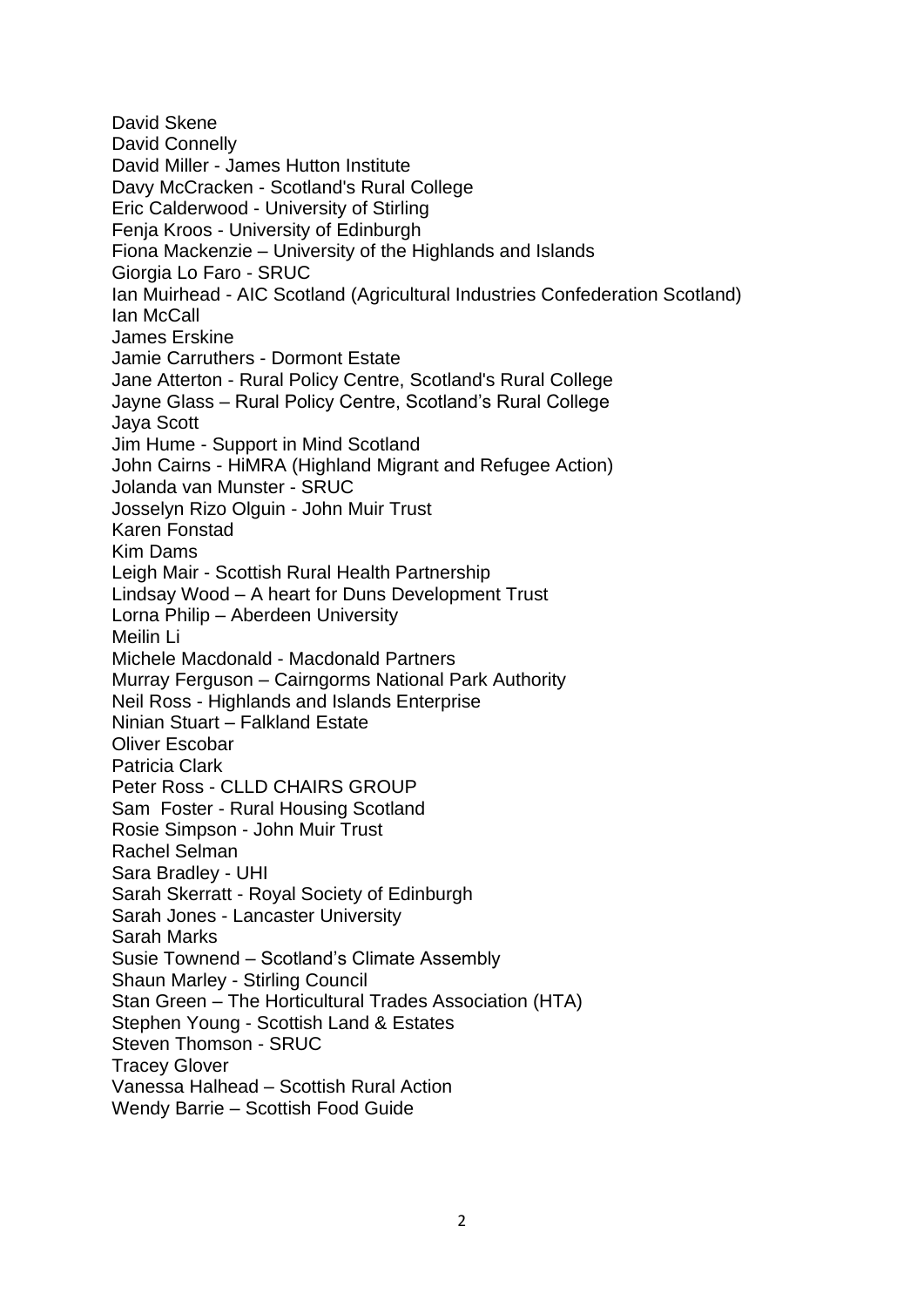David Skene
David Connelly
David Miller - James Hutton Institute
Davy McCracken - Scotland's Rural College
Eric Calderwood - University of Stirling
Fenja Kroos - University of Edinburgh
Fiona Mackenzie – University of the Highlands and Islands
Giorgia Lo Faro - SRUC
Ian Muirhead - AIC Scotland (Agricultural Industries Confederation Scotland)
Ian McCall
James Erskine
Jamie Carruthers - Dormont Estate
Jane Atterton - Rural Policy Centre, Scotland's Rural College
Jayne Glass – Rural Policy Centre, Scotland’s Rural College
Jaya Scott
Jim Hume - Support in Mind Scotland
John Cairns - HiMRA (Highland Migrant and Refugee Action)
Jolanda van Munster - SRUC
Josselyn Rizo Olguin - John Muir Trust
Karen Fonstad
Kim Dams
Leigh Mair - Scottish Rural Health Partnership
Lindsay Wood – A heart for Duns Development Trust
Lorna Philip – Aberdeen University
Meilin Li
Michele Macdonald - Macdonald Partners
Murray Ferguson – Cairngorms National Park Authority
Neil Ross - Highlands and Islands Enterprise
Ninian Stuart – Falkland Estate
Oliver Escobar
Patricia Clark
Peter Ross - CLLD CHAIRS GROUP
Sam Foster - Rural Housing Scotland
Rosie Simpson - John Muir Trust
Rachel Selman
Sara Bradley - UHI
Sarah Skerratt - Royal Society of Edinburgh
Sarah Jones - Lancaster University
Sarah Marks
Susie Townend – Scotland’s Climate Assembly
Shaun Marley - Stirling Council
Stan Green – The Horticultural Trades Association (HTA)
Stephen Young - Scottish Land & Estates
Steven Thomson - SRUC
Tracey Glover
Vanessa Halhead – Scottish Rural Action
Wendy Barrie – Scottish Food Guide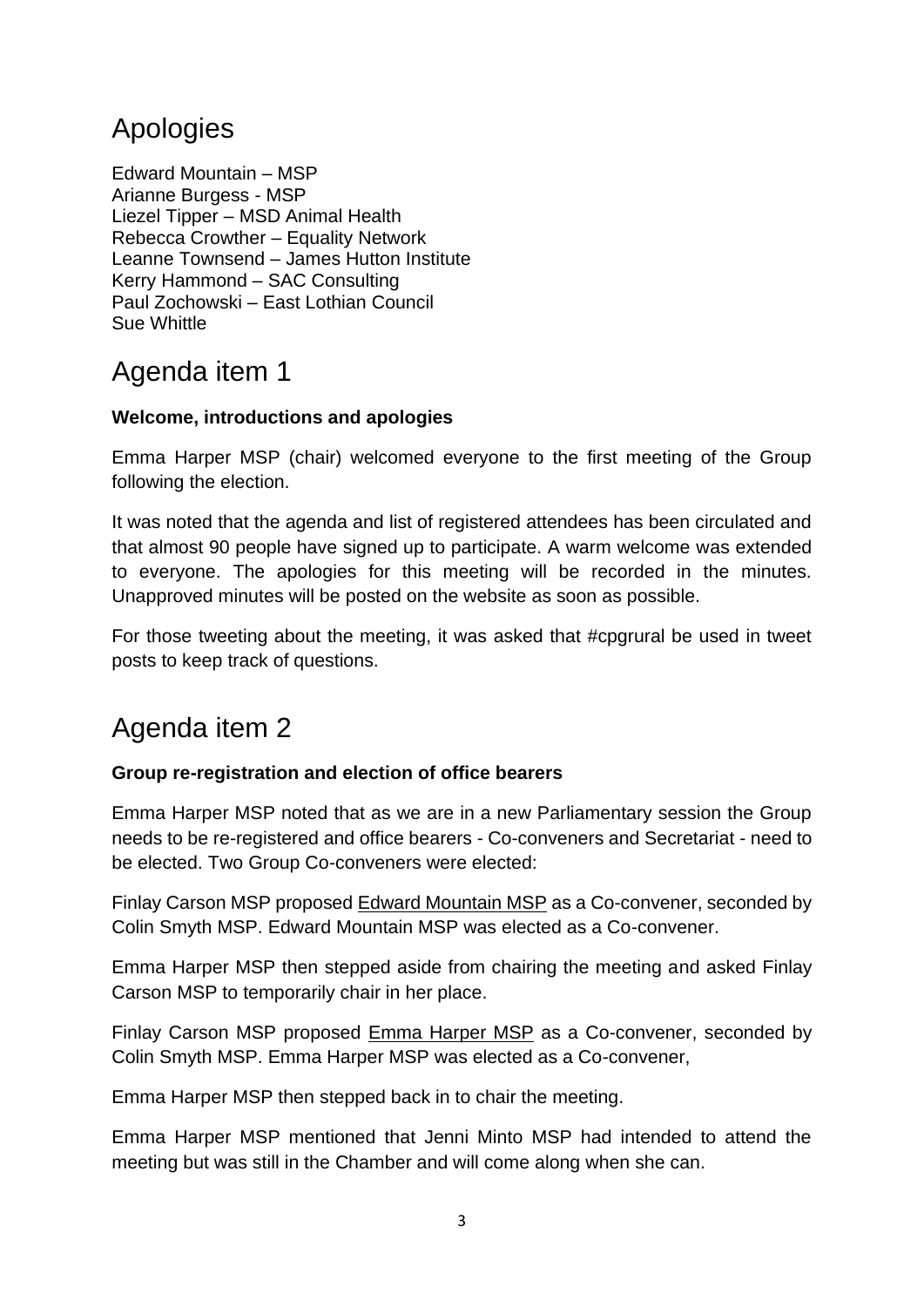## Apologies

Edward Mountain – MSP  
Arianne Burgess - MSP  
Liezel Tipper – MSD Animal Health  
Rebecca Crowther – Equality Network  
Leanne Townsend – James Hutton Institute  
Kerry Hammond – SAC Consulting  
Paul Zochowski – East Lothian Council  
Sue Whittle

## Agenda item 1

**Welcome, introductions and apologies**

Emma Harper MSP (chair) welcomed everyone to the first meeting of the Group following the election.

It was noted that the agenda and list of registered attendees has been circulated and that almost 90 people have signed up to participate. A warm welcome was extended to everyone. The apologies for this meeting will be recorded in the minutes. Unapproved minutes will be posted on the website as soon as possible.

For those tweeting about the meeting, it was asked that #cpgrural be used in tweet posts to keep track of questions.

## Agenda item 2

**Group re-registration and election of office bearers**

Emma Harper MSP noted that as we are in a new Parliamentary session the Group needs to be re-registered and office bearers - Co-conveners and Secretariat - need to be elected. Two Group Co-conveners were elected:

Finlay Carson MSP proposed Edward Mountain MSP as a Co-convener, seconded by Colin Smyth MSP. Edward Mountain MSP was elected as a Co-convener.

Emma Harper MSP then stepped aside from chairing the meeting and asked Finlay Carson MSP to temporarily chair in her place.

Finlay Carson MSP proposed Emma Harper MSP as a Co-convener, seconded by Colin Smyth MSP. Emma Harper MSP was elected as a Co-convener,

Emma Harper MSP then stepped back in to chair the meeting.

Emma Harper MSP mentioned that Jenni Minto MSP had intended to attend the meeting but was still in the Chamber and will come along when she can.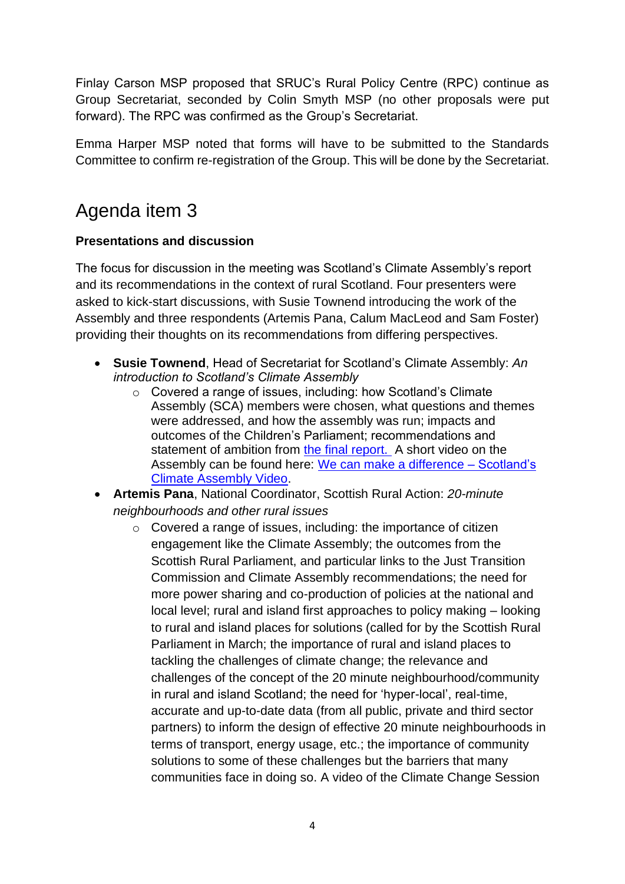Finlay Carson MSP proposed that SRUC's Rural Policy Centre (RPC) continue as Group Secretariat, seconded by Colin Smyth MSP (no other proposals were put forward). The RPC was confirmed as the Group's Secretariat.

Emma Harper MSP noted that forms will have to be submitted to the Standards Committee to confirm re-registration of the Group. This will be done by the Secretariat.

# Agenda item 3

**Presentations and discussion**

The focus for discussion in the meeting was Scotland's Climate Assembly's report and its recommendations in the context of rural Scotland. Four presenters were asked to kick-start discussions, with Susie Townend introducing the work of the Assembly and three respondents (Artemis Pana, Calum MacLeod and Sam Foster) providing their thoughts on its recommendations from differing perspectives.

- **Susie Townend**, Head of Secretariat for Scotland's Climate Assembly: *An introduction to Scotland's Climate Assembly*
  - Covered a range of issues, including: how Scotland's Climate Assembly (SCA) members were chosen, what questions and themes were addressed, and how the assembly was run; impacts and outcomes of the Children's Parliament; recommendations and statement of ambition from the final report. A short video on the Assembly can be found here: We can make a difference – Scotland's Climate Assembly Video.
- **Artemis Pana**, National Coordinator, Scottish Rural Action: *20-minute neighbourhoods and other rural issues*
  - Covered a range of issues, including: the importance of citizen engagement like the Climate Assembly; the outcomes from the Scottish Rural Parliament, and particular links to the Just Transition Commission and Climate Assembly recommendations; the need for more power sharing and co-production of policies at the national and local level; rural and island first approaches to policy making – looking to rural and island places for solutions (called for by the Scottish Rural Parliament in March; the importance of rural and island places to tackling the challenges of climate change; the relevance and challenges of the concept of the 20 minute neighbourhood/community in rural and island Scotland; the need for 'hyper-local', real-time, accurate and up-to-date data (from all public, private and third sector partners) to inform the design of effective 20 minute neighbourhoods in terms of transport, energy usage, etc.; the importance of community solutions to some of these challenges but the barriers that many communities face in doing so. A video of the Climate Change Session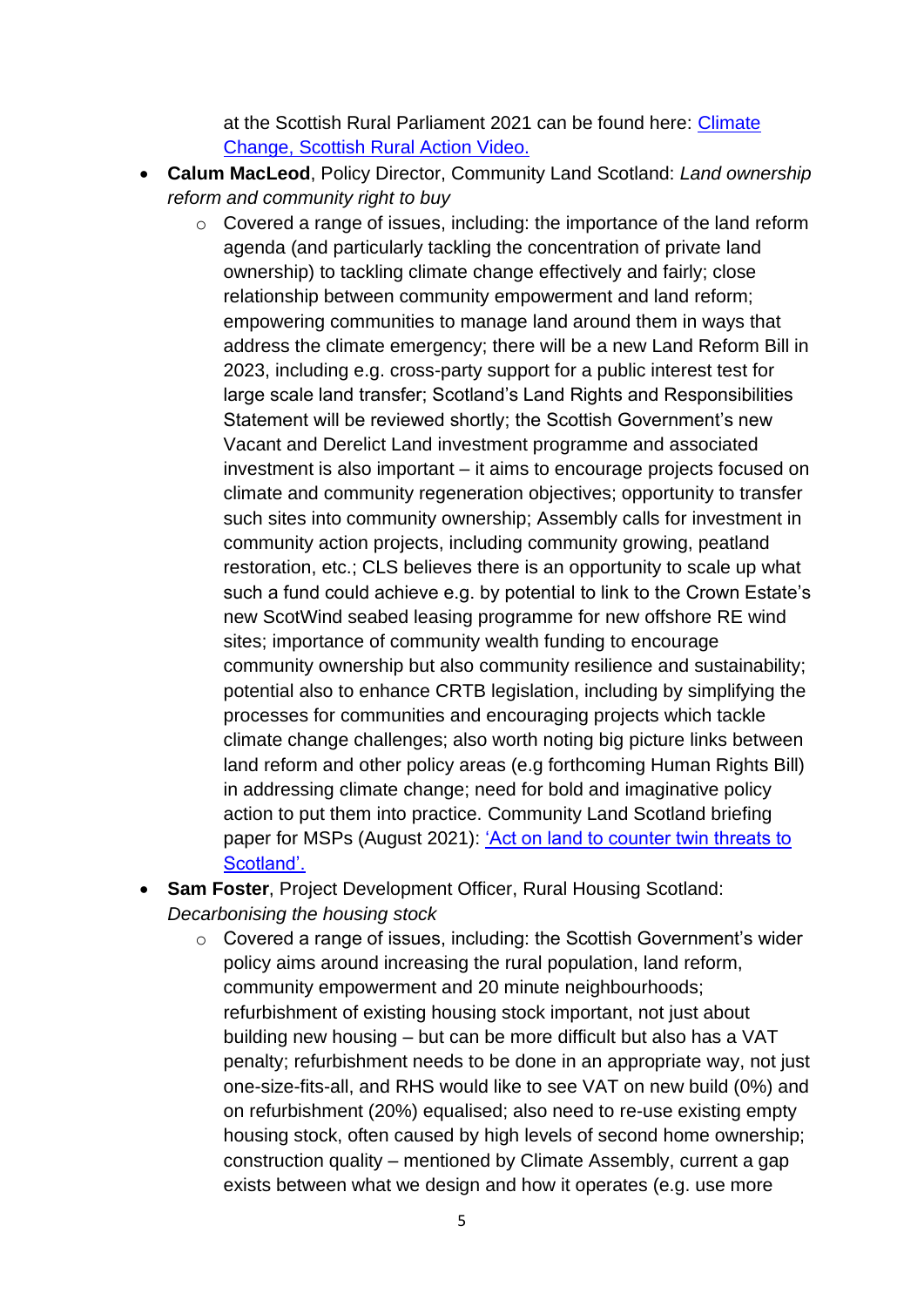at the Scottish Rural Parliament 2021 can be found here: [Climate Change, Scottish Rural Action Video.](#)

- **Calum MacLeod**, Policy Director, Community Land Scotland: *Land ownership reform and community right to buy*
  - Covered a range of issues, including: the importance of the land reform agenda (and particularly tackling the concentration of private land ownership) to tackling climate change effectively and fairly; close relationship between community empowerment and land reform; empowering communities to manage land around them in ways that address the climate emergency; there will be a new Land Reform Bill in 2023, including e.g. cross-party support for a public interest test for large scale land transfer; Scotland's Land Rights and Responsibilities Statement will be reviewed shortly; the Scottish Government's new Vacant and Derelict Land investment programme and associated investment is also important – it aims to encourage projects focused on climate and community regeneration objectives; opportunity to transfer such sites into community ownership; Assembly calls for investment in community action projects, including community growing, peatland restoration, etc.; CLS believes there is an opportunity to scale up what such a fund could achieve e.g. by potential to link to the Crown Estate's new ScotWind seabed leasing programme for new offshore RE wind sites; importance of community wealth funding to encourage community ownership but also community resilience and sustainability; potential also to enhance CRTB legislation, including by simplifying the processes for communities and encouraging projects which tackle climate change challenges; also worth noting big picture links between land reform and other policy areas (e.g forthcoming Human Rights Bill) in addressing climate change; need for bold and imaginative policy action to put them into practice. Community Land Scotland briefing paper for MSPs (August 2021): ['Act on land to counter twin threats to Scotland'.](#)
- **Sam Foster**, Project Development Officer, Rural Housing Scotland: *Decarbonising the housing stock*
  - Covered a range of issues, including: the Scottish Government's wider policy aims around increasing the rural population, land reform, community empowerment and 20 minute neighbourhoods; refurbishment of existing housing stock important, not just about building new housing – but can be more difficult but also has a VAT penalty; refurbishment needs to be done in an appropriate way, not just one-size-fits-all, and RHS would like to see VAT on new build (0%) and on refurbishment (20%) equalised; also need to re-use existing empty housing stock, often caused by high levels of second home ownership; construction quality – mentioned by Climate Assembly, current a gap exists between what we design and how it operates (e.g. use more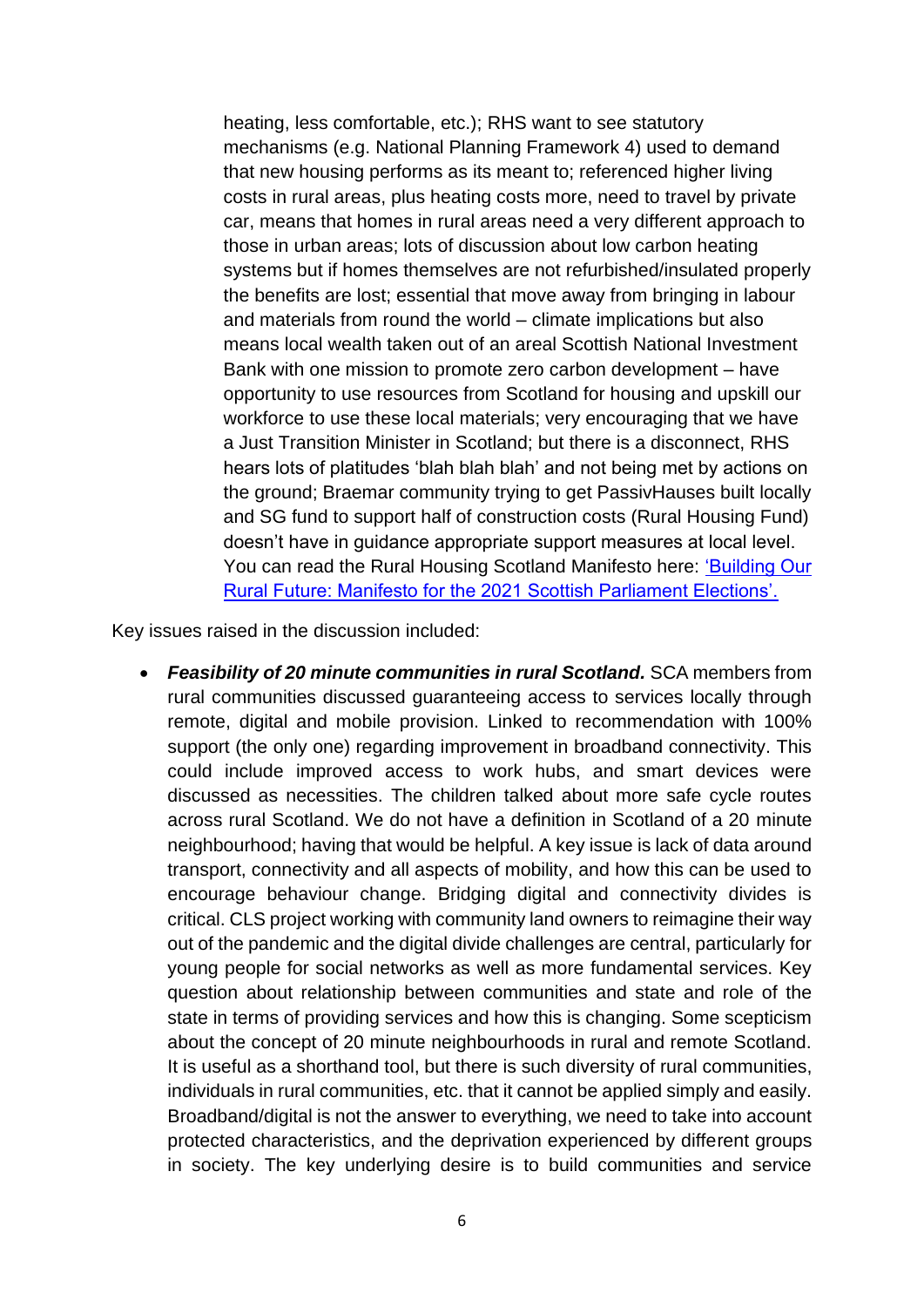heating, less comfortable, etc.); RHS want to see statutory mechanisms (e.g. National Planning Framework 4) used to demand that new housing performs as its meant to; referenced higher living costs in rural areas, plus heating costs more, need to travel by private car, means that homes in rural areas need a very different approach to those in urban areas; lots of discussion about low carbon heating systems but if homes themselves are not refurbished/insulated properly the benefits are lost; essential that move away from bringing in labour and materials from round the world – climate implications but also means local wealth taken out of an areal Scottish National Investment Bank with one mission to promote zero carbon development – have opportunity to use resources from Scotland for housing and upskill our workforce to use these local materials; very encouraging that we have a Just Transition Minister in Scotland; but there is a disconnect, RHS hears lots of platitudes 'blah blah blah' and not being met by actions on the ground; Braemar community trying to get PassivHauses built locally and SG fund to support half of construction costs (Rural Housing Fund) doesn't have in guidance appropriate support measures at local level. You can read the Rural Housing Scotland Manifesto here: ['Building Our Rural Future: Manifesto for the 2021 Scottish Parliament Elections'.]()

Key issues raised in the discussion included:

- ***Feasibility of 20 minute communities in rural Scotland.*** SCA members from rural communities discussed guaranteeing access to services locally through remote, digital and mobile provision. Linked to recommendation with 100% support (the only one) regarding improvement in broadband connectivity. This could include improved access to work hubs, and smart devices were discussed as necessities. The children talked about more safe cycle routes across rural Scotland. We do not have a definition in Scotland of a 20 minute neighbourhood; having that would be helpful. A key issue is lack of data around transport, connectivity and all aspects of mobility, and how this can be used to encourage behaviour change. Bridging digital and connectivity divides is critical. CLS project working with community land owners to reimagine their way out of the pandemic and the digital divide challenges are central, particularly for young people for social networks as well as more fundamental services. Key question about relationship between communities and state and role of the state in terms of providing services and how this is changing. Some scepticism about the concept of 20 minute neighbourhoods in rural and remote Scotland. It is useful as a shorthand tool, but there is such diversity of rural communities, individuals in rural communities, etc. that it cannot be applied simply and easily. Broadband/digital is not the answer to everything, we need to take into account protected characteristics, and the deprivation experienced by different groups in society. The key underlying desire is to build communities and service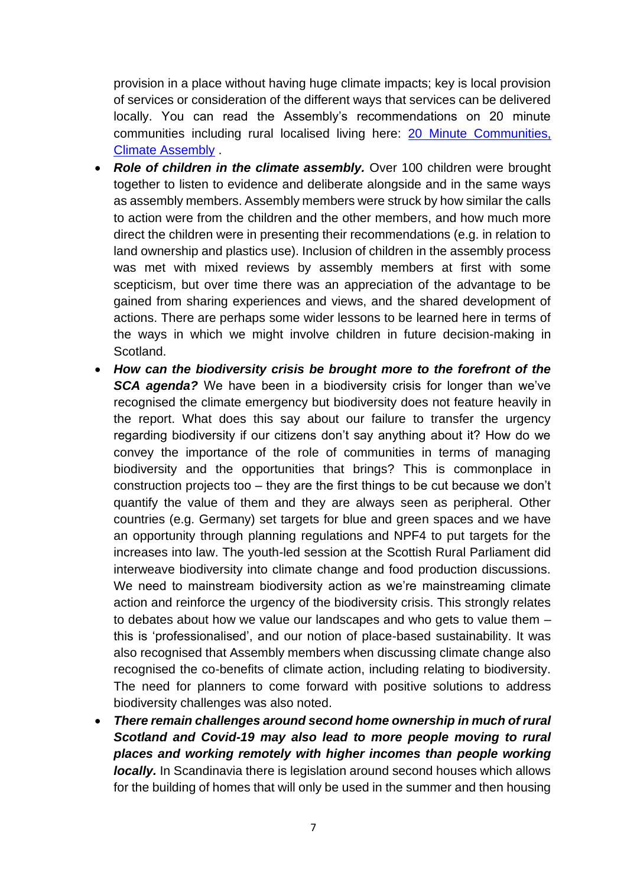provision in a place without having huge climate impacts; key is local provision of services or consideration of the different ways that services can be delivered locally. You can read the Assembly's recommendations on 20 minute communities including rural localised living here: [20 Minute Communities, Climate Assembly](#) .

- ***Role of children in the climate assembly.*** Over 100 children were brought together to listen to evidence and deliberate alongside and in the same ways as assembly members. Assembly members were struck by how similar the calls to action were from the children and the other members, and how much more direct the children were in presenting their recommendations (e.g. in relation to land ownership and plastics use). Inclusion of children in the assembly process was met with mixed reviews by assembly members at first with some scepticism, but over time there was an appreciation of the advantage to be gained from sharing experiences and views, and the shared development of actions. There are perhaps some wider lessons to be learned here in terms of the ways in which we might involve children in future decision-making in Scotland.
- ***How can the biodiversity crisis be brought more to the forefront of the SCA agenda?*** We have been in a biodiversity crisis for longer than we've recognised the climate emergency but biodiversity does not feature heavily in the report. What does this say about our failure to transfer the urgency regarding biodiversity if our citizens don't say anything about it? How do we convey the importance of the role of communities in terms of managing biodiversity and the opportunities that brings? This is commonplace in construction projects too – they are the first things to be cut because we don't quantify the value of them and they are always seen as peripheral. Other countries (e.g. Germany) set targets for blue and green spaces and we have an opportunity through planning regulations and NPF4 to put targets for the increases into law. The youth-led session at the Scottish Rural Parliament did interweave biodiversity into climate change and food production discussions. We need to mainstream biodiversity action as we're mainstreaming climate action and reinforce the urgency of the biodiversity crisis. This strongly relates to debates about how we value our landscapes and who gets to value them – this is 'professionalised', and our notion of place-based sustainability. It was also recognised that Assembly members when discussing climate change also recognised the co-benefits of climate action, including relating to biodiversity. The need for planners to come forward with positive solutions to address biodiversity challenges was also noted.
- ***There remain challenges around second home ownership in much of rural Scotland and Covid-19 may also lead to more people moving to rural places and working remotely with higher incomes than people working locally.*** In Scandinavia there is legislation around second houses which allows for the building of homes that will only be used in the summer and then housing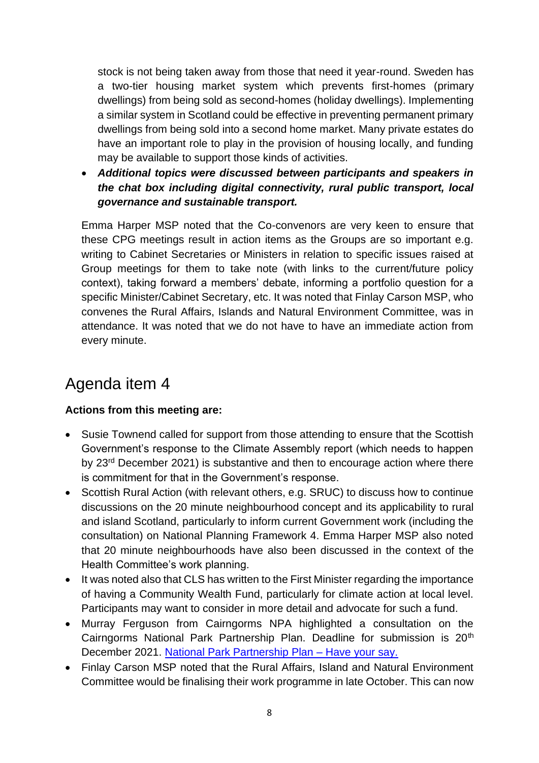stock is not being taken away from those that need it year-round. Sweden has a two-tier housing market system which prevents first-homes (primary dwellings) from being sold as second-homes (holiday dwellings). Implementing a similar system in Scotland could be effective in preventing permanent primary dwellings from being sold into a second home market. Many private estates do have an important role to play in the provision of housing locally, and funding may be available to support those kinds of activities.

- ***Additional topics were discussed between participants and speakers in the chat box including digital connectivity, rural public transport, local governance and sustainable transport.***

Emma Harper MSP noted that the Co-convenors are very keen to ensure that these CPG meetings result in action items as the Groups are so important e.g. writing to Cabinet Secretaries or Ministers in relation to specific issues raised at Group meetings for them to take note (with links to the current/future policy context), taking forward a members' debate, informing a portfolio question for a specific Minister/Cabinet Secretary, etc. It was noted that Finlay Carson MSP, who convenes the Rural Affairs, Islands and Natural Environment Committee, was in attendance. It was noted that we do not have to have an immediate action from every minute.

## Agenda item 4

**Actions from this meeting are:**

- Susie Townend called for support from those attending to ensure that the Scottish Government's response to the Climate Assembly report (which needs to happen by 23rd December 2021) is substantive and then to encourage action where there is commitment for that in the Government's response.
- Scottish Rural Action (with relevant others, e.g. SRUC) to discuss how to continue discussions on the 20 minute neighbourhood concept and its applicability to rural and island Scotland, particularly to inform current Government work (including the consultation) on National Planning Framework 4. Emma Harper MSP also noted that 20 minute neighbourhoods have also been discussed in the context of the Health Committee's work planning.
- It was noted also that CLS has written to the First Minister regarding the importance of having a Community Wealth Fund, particularly for climate action at local level. Participants may want to consider in more detail and advocate for such a fund.
- Murray Ferguson from Cairngorms NPA highlighted a consultation on the Cairngorms National Park Partnership Plan. Deadline for submission is 20th December 2021. National Park Partnership Plan – Have your say.
- Finlay Carson MSP noted that the Rural Affairs, Island and Natural Environment Committee would be finalising their work programme in late October. This can now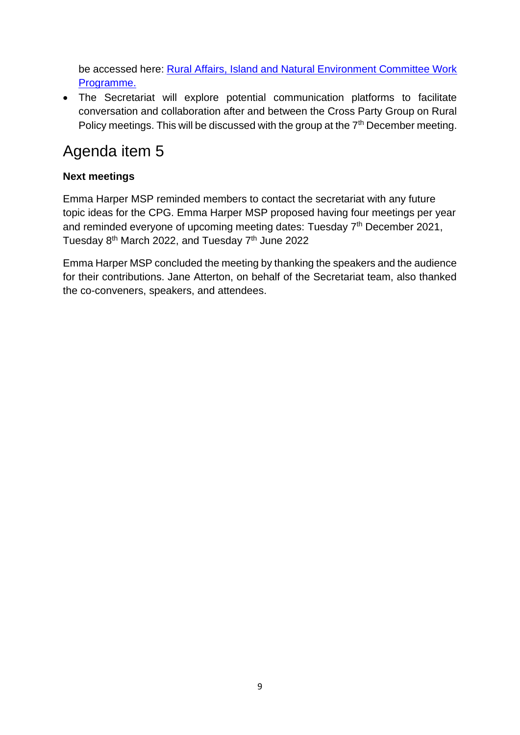be accessed here: [Rural Affairs, Island and Natural Environment Committee Work Programme.]()

- The Secretariat will explore potential communication platforms to facilitate conversation and collaboration after and between the Cross Party Group on Rural Policy meetings. This will be discussed with the group at the 7th December meeting.

# Agenda item 5

**Next meetings**

Emma Harper MSP reminded members to contact the secretariat with any future topic ideas for the CPG. Emma Harper MSP proposed having four meetings per year and reminded everyone of upcoming meeting dates: Tuesday 7th December 2021, Tuesday 8th March 2022, and Tuesday 7th June 2022

Emma Harper MSP concluded the meeting by thanking the speakers and the audience for their contributions. Jane Atterton, on behalf of the Secretariat team, also thanked the co-conveners, speakers, and attendees.